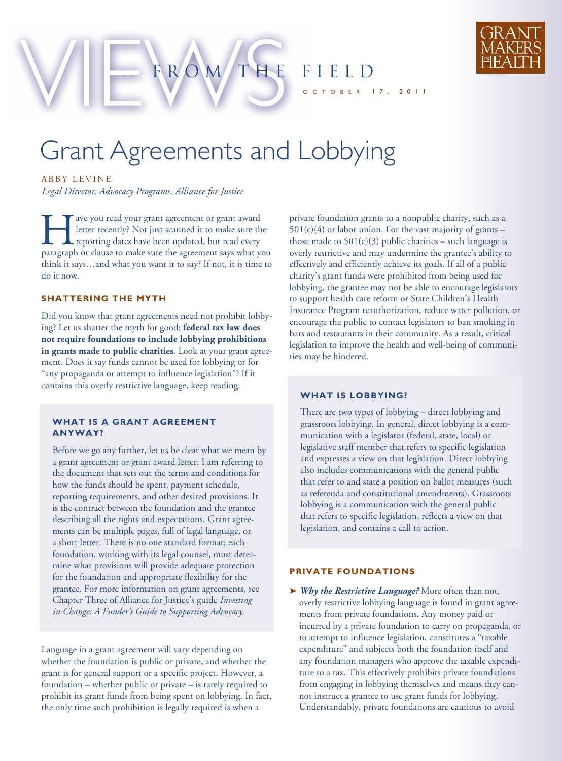# VIEWS FROM THE FIELD

OCTOBER 17, 2011

GRANT MAKERS IN HEALTH

# Grant Agreements and Lobbying

ABBY LEVINE
*Legal Director, Advocacy Programs, Alliance for Justice*

Have you read your grant agreement or grant award letter recently? Not just scanned it to make sure the reporting dates have been updated, but read every paragraph or clause to make sure the agreement says what you think it says…and what you want it to say? If not, it is time to do it now.

## SHATTERING THE MYTH

Did you know that grant agreements need not prohibit lobbying? Let us shatter the myth for good: **federal tax law does not require foundations to include lobbying prohibitions in grants made to public charities**. Look at your grant agreement. Does it say funds cannot be used for lobbying or for "any propaganda or attempt to influence legislation"? If it contains this overly restrictive language, keep reading.

### WHAT IS A GRANT AGREEMENT ANYWAY?

Before we go any further, let us be clear what we mean by a grant agreement or grant award letter. I am referring to the document that sets out the terms and conditions for how the funds should be spent, payment schedule, reporting requirements, and other desired provisions. It is the contract between the foundation and the grantee describing all the rights and expectations. Grant agreements can be multiple pages, full of legal language, or a short letter. There is no one standard format; each foundation, working with its legal counsel, must determine what provisions will provide adequate protection for the foundation and appropriate flexibility for the grantee. For more information on grant agreements, see Chapter Three of Alliance for Justice's guide *Investing in Change: A Funder's Guide to Supporting Advocacy.*

Language in a grant agreement will vary depending on whether the foundation is public or private, and whether the grant is for general support or a specific project. However, a foundation – whether public or private – is rarely required to prohibit its grant funds from being spent on lobbying. In fact, the only time such prohibition is legally required is when a private foundation grants to a nonpublic charity, such as a 501(c)(4) or labor union. For the vast majority of grants – those made to 501(c)(3) public charities – such language is overly restrictive and may undermine the grantee's ability to effectively and efficiently achieve its goals. If all of a public charity's grant funds were prohibited from being used for lobbying, the grantee may not be able to encourage legislators to support health care reform or State Children's Health Insurance Program reauthorization, reduce water pollution, or encourage the public to contact legislators to ban smoking in bars and restaurants in their community. As a result, critical legislation to improve the health and well-being of communities may be hindered.

### WHAT IS LOBBYING?

There are two types of lobbying – direct lobbying and grassroots lobbying. In general, direct lobbying is a communication with a legislator (federal, state, local) or legislative staff member that refers to specific legislation and expresses a view on that legislation. Direct lobbying also includes communications with the general public that refer to and state a position on ballot measures (such as referenda and constitutional amendments). Grassroots lobbying is a communication with the general public that refers to specific legislation, reflects a view on that legislation, and contains a call to action.

## PRIVATE FOUNDATIONS

➤ ***Why the Restrictive Language?*** More often than not, overly restrictive lobbying language is found in grant agreements from private foundations. Any money paid or incurred by a private foundation to carry on propaganda, or to attempt to influence legislation, constitutes a "taxable expenditure" and subjects both the foundation itself and any foundation managers who approve the taxable expenditure to a tax. This effectively prohibits private foundations from engaging in lobbying themselves and means they cannot instruct a grantee to use grant funds for lobbying. Understandably, private foundations are cautious to avoid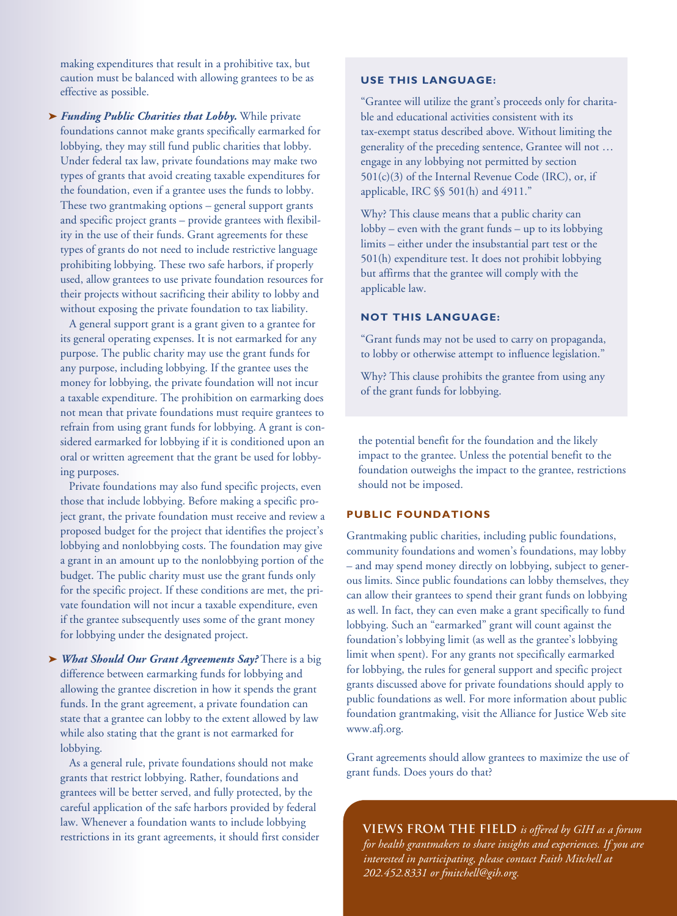making expenditures that result in a prohibitive tax, but caution must be balanced with allowing grantees to be as effective as possible.

- ***Funding Public Charities that Lobby.*** While private foundations cannot make grants specifically earmarked for lobbying, they may still fund public charities that lobby. Under federal tax law, private foundations may make two types of grants that avoid creating taxable expenditures for the foundation, even if a grantee uses the funds to lobby. These two grantmaking options – general support grants and specific project grants – provide grantees with flexibility in the use of their funds. Grant agreements for these types of grants do not need to include restrictive language prohibiting lobbying. These two safe harbors, if properly used, allow grantees to use private foundation resources for their projects without sacrificing their ability to lobby and without exposing the private foundation to tax liability.

  A general support grant is a grant given to a grantee for its general operating expenses. It is not earmarked for any purpose. The public charity may use the grant funds for any purpose, including lobbying. If the grantee uses the money for lobbying, the private foundation will not incur a taxable expenditure. The prohibition on earmarking does not mean that private foundations must require grantees to refrain from using grant funds for lobbying. A grant is considered earmarked for lobbying if it is conditioned upon an oral or written agreement that the grant be used for lobbying purposes.

  Private foundations may also fund specific projects, even those that include lobbying. Before making a specific project grant, the private foundation must receive and review a proposed budget for the project that identifies the project's lobbying and nonlobbying costs. The foundation may give a grant in an amount up to the nonlobbying portion of the budget. The public charity must use the grant funds only for the specific project. If these conditions are met, the private foundation will not incur a taxable expenditure, even if the grantee subsequently uses some of the grant money for lobbying under the designated project.

- ***What Should Our Grant Agreements Say?*** There is a big difference between earmarking funds for lobbying and allowing the grantee discretion in how it spends the grant funds. In the grant agreement, a private foundation can state that a grantee can lobby to the extent allowed by law while also stating that the grant is not earmarked for lobbying.

  As a general rule, private foundations should not make grants that restrict lobbying. Rather, foundations and grantees will be better served, and fully protected, by the careful application of the safe harbors provided by federal law. Whenever a foundation wants to include lobbying restrictions in its grant agreements, it should first consider the potential benefit for the foundation and the likely impact to the grantee. Unless the potential benefit to the foundation outweighs the impact to the grantee, restrictions should not be imposed.

#### USE THIS LANGUAGE:

"Grantee will utilize the grant's proceeds only for charitable and educational activities consistent with its tax-exempt status described above. Without limiting the generality of the preceding sentence, Grantee will not … engage in any lobbying not permitted by section 501(c)(3) of the Internal Revenue Code (IRC), or, if applicable, IRC §§ 501(h) and 4911."

Why? This clause means that a public charity can lobby – even with the grant funds – up to its lobbying limits – either under the insubstantial part test or the 501(h) expenditure test. It does not prohibit lobbying but affirms that the grantee will comply with the applicable law.

#### NOT THIS LANGUAGE:

"Grant funds may not be used to carry on propaganda, to lobby or otherwise attempt to influence legislation."

Why? This clause prohibits the grantee from using any of the grant funds for lobbying.

## PUBLIC FOUNDATIONS

Grantmaking public charities, including public foundations, community foundations and women's foundations, may lobby – and may spend money directly on lobbying, subject to generous limits. Since public foundations can lobby themselves, they can allow their grantees to spend their grant funds on lobbying as well. In fact, they can even make a grant specifically to fund lobbying. Such an "earmarked" grant will count against the foundation's lobbying limit (as well as the grantee's lobbying limit when spent). For any grants not specifically earmarked for lobbying, the rules for general support and specific project grants discussed above for private foundations should apply to public foundations as well. For more information about public foundation grantmaking, visit the Alliance for Justice Web site www.afj.org.

Grant agreements should allow grantees to maximize the use of grant funds. Does yours do that?

**VIEWS FROM THE FIELD** *is offered by GIH as a forum for health grantmakers to share insights and experiences. If you are interested in participating, please contact Faith Mitchell at 202.452.8331 or fmitchell@gih.org.*